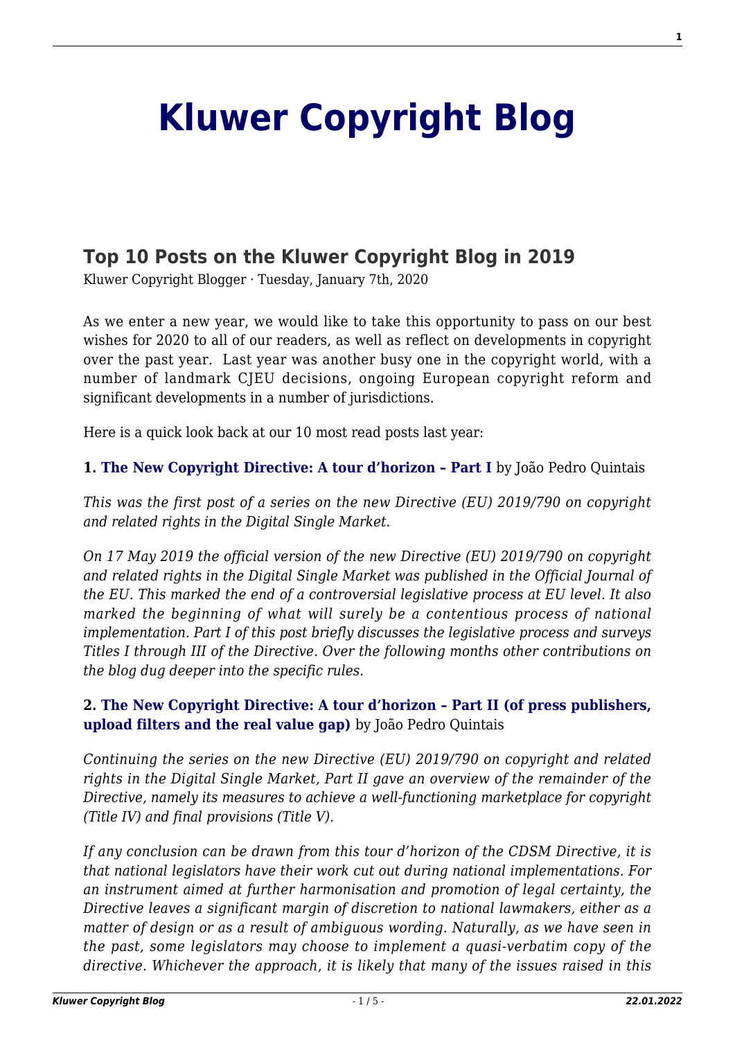# Kluwer Copyright Blog

## Top 10 Posts on the Kluwer Copyright Blog in 2019

Kluwer Copyright Blogger · Tuesday, January 7th, 2020

As we enter a new year, we would like to take this opportunity to pass on our best wishes for 2020 to all of our readers, as well as reflect on developments in copyright over the past year. Last year was another busy one in the copyright world, with a number of landmark CJEU decisions, ongoing European copyright reform and significant developments in a number of jurisdictions.

Here is a quick look back at our 10 most read posts last year:

**1. The New Copyright Directive: A tour d'horizon – Part I** by João Pedro Quintais

*This was the first post of a series on the new Directive (EU) 2019/790 on copyright and related rights in the Digital Single Market.*

*On 17 May 2019 the official version of the new Directive (EU) 2019/790 on copyright and related rights in the Digital Single Market was published in the Official Journal of the EU. This marked the end of a controversial legislative process at EU level. It also marked the beginning of what will surely be a contentious process of national implementation. Part I of this post briefly discusses the legislative process and surveys Titles I through III of the Directive. Over the following months other contributions on the blog dug deeper into the specific rules.*

**2. The New Copyright Directive: A tour d'horizon – Part II (of press publishers, upload filters and the real value gap)** by João Pedro Quintais

*Continuing the series on the new Directive (EU) 2019/790 on copyright and related rights in the Digital Single Market, Part II gave an overview of the remainder of the Directive, namely its measures to achieve a well-functioning marketplace for copyright (Title IV) and final provisions (Title V).*

*If any conclusion can be drawn from this tour d'horizon of the CDSM Directive, it is that national legislators have their work cut out during national implementations. For an instrument aimed at further harmonisation and promotion of legal certainty, the Directive leaves a significant margin of discretion to national lawmakers, either as a matter of design or as a result of ambiguous wording. Naturally, as we have seen in the past, some legislators may choose to implement a quasi-verbatim copy of the directive. Whichever the approach, it is likely that many of the issues raised in this*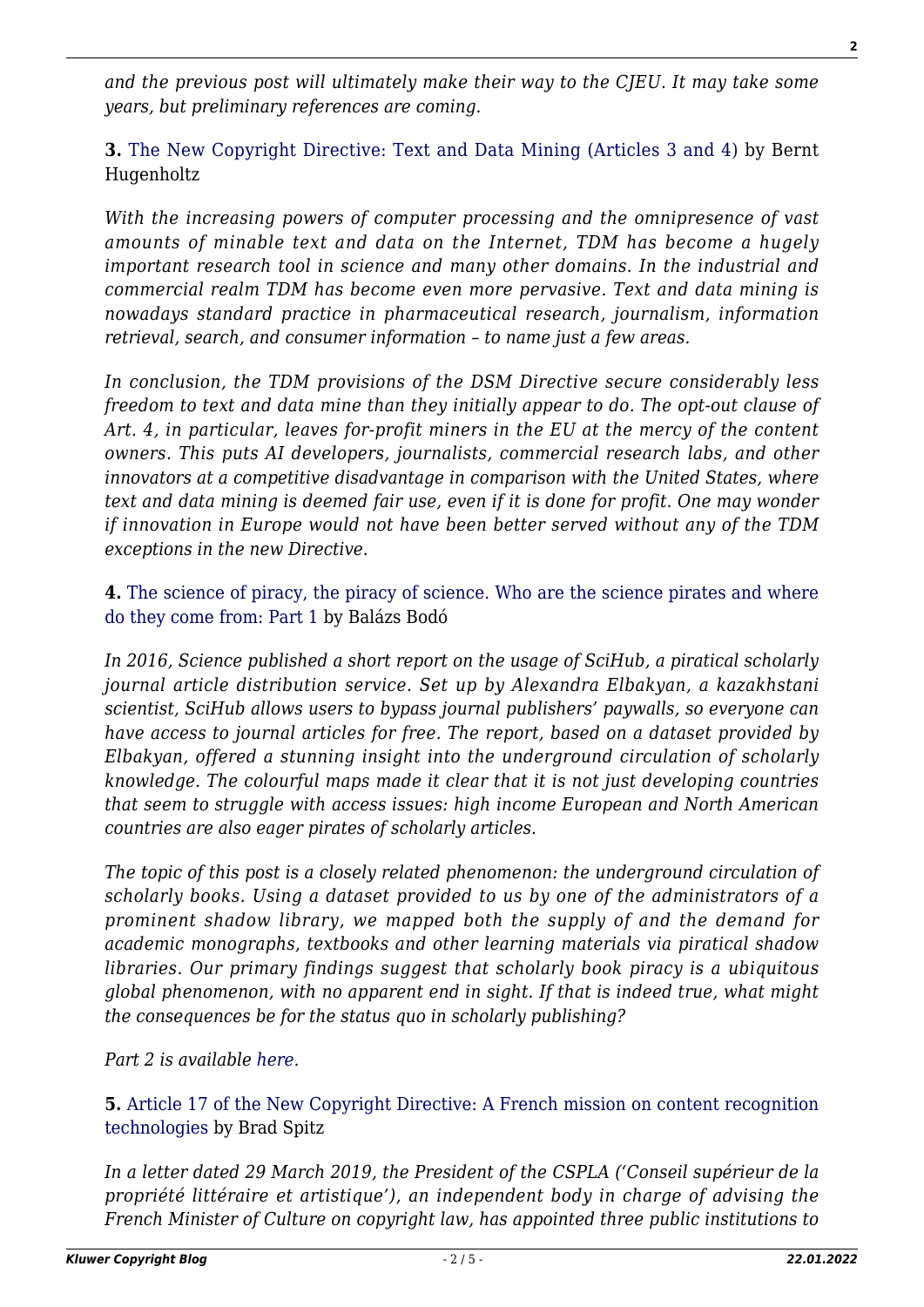*and the previous post will ultimately make their way to the CJEU. It may take some years, but preliminary references are coming.*

**3.** The New Copyright Directive: Text and Data Mining (Articles 3 and 4) by Bernt Hugenholtz

*With the increasing powers of computer processing and the omnipresence of vast amounts of minable text and data on the Internet, TDM has become a hugely important research tool in science and many other domains. In the industrial and commercial realm TDM has become even more pervasive. Text and data mining is nowadays standard practice in pharmaceutical research, journalism, information retrieval, search, and consumer information – to name just a few areas.*

*In conclusion, the TDM provisions of the DSM Directive secure considerably less freedom to text and data mine than they initially appear to do. The opt-out clause of Art. 4, in particular, leaves for-profit miners in the EU at the mercy of the content owners. This puts AI developers, journalists, commercial research labs, and other innovators at a competitive disadvantage in comparison with the United States, where text and data mining is deemed fair use, even if it is done for profit. One may wonder if innovation in Europe would not have been better served without any of the TDM exceptions in the new Directive.*

**4.** The science of piracy, the piracy of science. Who are the science pirates and where do they come from: Part 1 by Balázs Bodó

*In 2016, Science published a short report on the usage of SciHub, a piratical scholarly journal article distribution service. Set up by Alexandra Elbakyan, a kazakhstani scientist, SciHub allows users to bypass journal publishers' paywalls, so everyone can have access to journal articles for free. The report, based on a dataset provided by Elbakyan, offered a stunning insight into the underground circulation of scholarly knowledge. The colourful maps made it clear that it is not just developing countries that seem to struggle with access issues: high income European and North American countries are also eager pirates of scholarly articles.*

*The topic of this post is a closely related phenomenon: the underground circulation of scholarly books. Using a dataset provided to us by one of the administrators of a prominent shadow library, we mapped both the supply of and the demand for academic monographs, textbooks and other learning materials via piratical shadow libraries. Our primary findings suggest that scholarly book piracy is a ubiquitous global phenomenon, with no apparent end in sight. If that is indeed true, what might the consequences be for the status quo in scholarly publishing?*

*Part 2 is available here.*

**5.** Article 17 of the New Copyright Directive: A French mission on content recognition technologies by Brad Spitz

*In a letter dated 29 March 2019, the President of the CSPLA ('Conseil supérieur de la propriété littéraire et artistique'), an independent body in charge of advising the French Minister of Culture on copyright law, has appointed three public institutions to*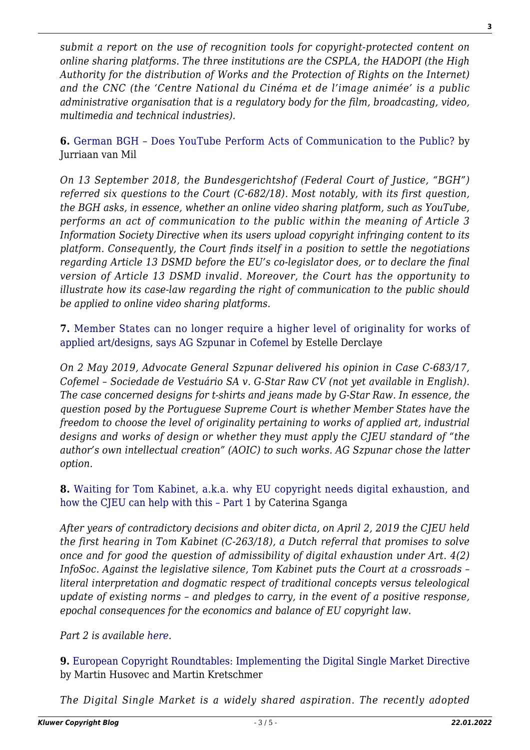*submit a report on the use of recognition tools for copyright-protected content on online sharing platforms. The three institutions are the CSPLA, the HADOPI (the High Authority for the distribution of Works and the Protection of Rights on the Internet) and the CNC (the 'Centre National du Cinéma et de l'image animée' is a public administrative organisation that is a regulatory body for the film, broadcasting, video, multimedia and technical industries).*

**6.** German BGH – Does YouTube Perform Acts of Communication to the Public? by Jurriaan van Mil

*On 13 September 2018, the Bundesgerichtshof (Federal Court of Justice, "BGH") referred six questions to the Court (C-682/18). Most notably, with its first question, the BGH asks, in essence, whether an online video sharing platform, such as YouTube, performs an act of communication to the public within the meaning of Article 3 Information Society Directive when its users upload copyright infringing content to its platform. Consequently, the Court finds itself in a position to settle the negotiations regarding Article 13 DSMD before the EU's co-legislator does, or to declare the final version of Article 13 DSMD invalid. Moreover, the Court has the opportunity to illustrate how its case-law regarding the right of communication to the public should be applied to online video sharing platforms.*

**7.** Member States can no longer require a higher level of originality for works of applied art/designs, says AG Szpunar in Cofemel by Estelle Derclaye

*On 2 May 2019, Advocate General Szpunar delivered his opinion in Case C-683/17, Cofemel – Sociedade de Vestuário SA v. G-Star Raw CV (not yet available in English). The case concerned designs for t-shirts and jeans made by G-Star Raw. In essence, the question posed by the Portuguese Supreme Court is whether Member States have the freedom to choose the level of originality pertaining to works of applied art, industrial designs and works of design or whether they must apply the CJEU standard of "the author's own intellectual creation" (AOIC) to such works. AG Szpunar chose the latter option.*

**8.** Waiting for Tom Kabinet, a.k.a. why EU copyright needs digital exhaustion, and how the CJEU can help with this – Part 1 by Caterina Sganga

*After years of contradictory decisions and obiter dicta, on April 2, 2019 the CJEU held the first hearing in Tom Kabinet (C-263/18), a Dutch referral that promises to solve once and for good the question of admissibility of digital exhaustion under Art. 4(2) InfoSoc. Against the legislative silence, Tom Kabinet puts the Court at a crossroads – literal interpretation and dogmatic respect of traditional concepts versus teleological update of existing norms – and pledges to carry, in the event of a positive response, epochal consequences for the economics and balance of EU copyright law.*

*Part 2 is available here.*

**9.** European Copyright Roundtables: Implementing the Digital Single Market Directive by Martin Husovec and Martin Kretschmer

*The Digital Single Market is a widely shared aspiration. The recently adopted*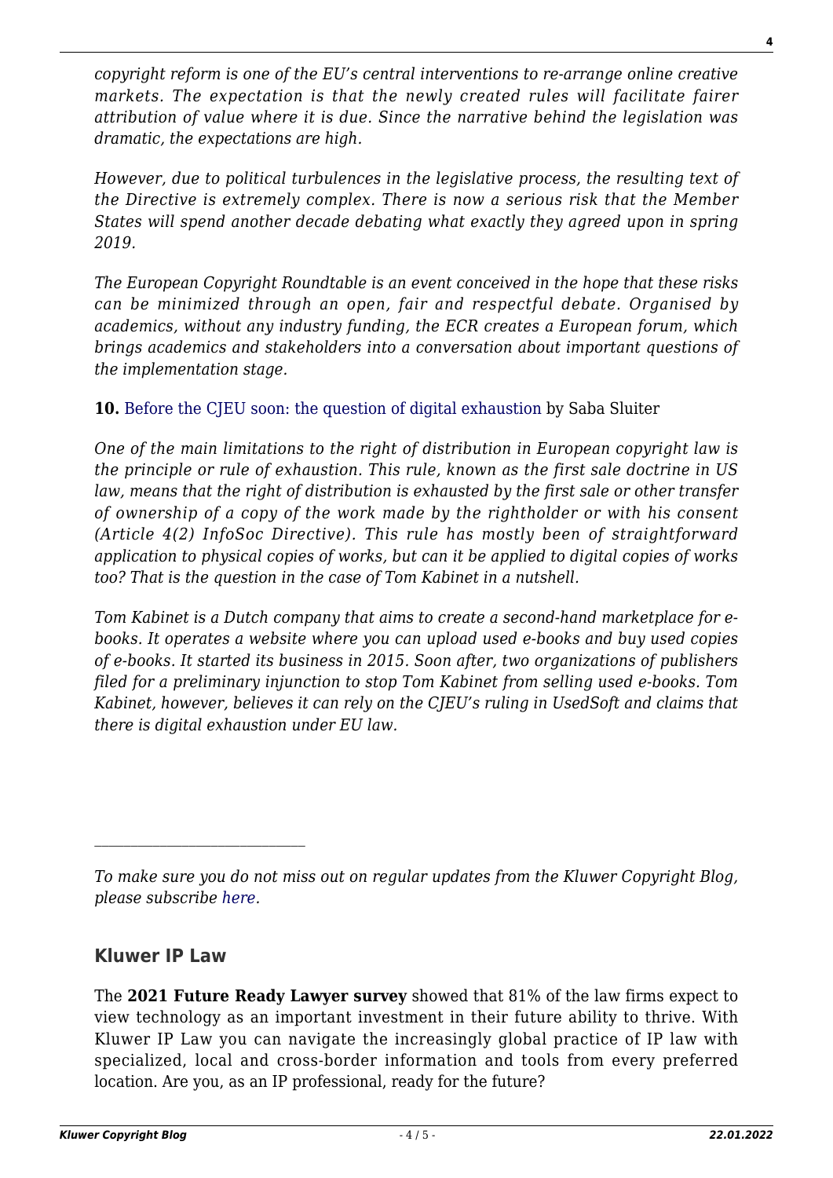*copyright reform is one of the EU's central interventions to re-arrange online creative markets. The expectation is that the newly created rules will facilitate fairer attribution of value where it is due. Since the narrative behind the legislation was dramatic, the expectations are high.*

*However, due to political turbulences in the legislative process, the resulting text of the Directive is extremely complex. There is now a serious risk that the Member States will spend another decade debating what exactly they agreed upon in spring 2019.*

*The European Copyright Roundtable is an event conceived in the hope that these risks can be minimized through an open, fair and respectful debate. Organised by academics, without any industry funding, the ECR creates a European forum, which brings academics and stakeholders into a conversation about important questions of the implementation stage.*

**10.** Before the CJEU soon: the question of digital exhaustion by Saba Sluiter

*One of the main limitations to the right of distribution in European copyright law is the principle or rule of exhaustion. This rule, known as the first sale doctrine in US law, means that the right of distribution is exhausted by the first sale or other transfer of ownership of a copy of the work made by the rightholder or with his consent (Article 4(2) InfoSoc Directive). This rule has mostly been of straightforward application to physical copies of works, but can it be applied to digital copies of works too? That is the question in the case of Tom Kabinet in a nutshell.*

*Tom Kabinet is a Dutch company that aims to create a second-hand marketplace for e-books. It operates a website where you can upload used e-books and buy used copies of e-books. It started its business in 2015. Soon after, two organizations of publishers filed for a preliminary injunction to stop Tom Kabinet from selling used e-books. Tom Kabinet, however, believes it can rely on the CJEU's ruling in UsedSoft and claims that there is digital exhaustion under EU law.*

---

*To make sure you do not miss out on regular updates from the Kluwer Copyright Blog, please subscribe here.*

## Kluwer IP Law

The **2021 Future Ready Lawyer survey** showed that 81% of the law firms expect to view technology as an important investment in their future ability to thrive. With Kluwer IP Law you can navigate the increasingly global practice of IP law with specialized, local and cross-border information and tools from every preferred location. Are you, as an IP professional, ready for the future?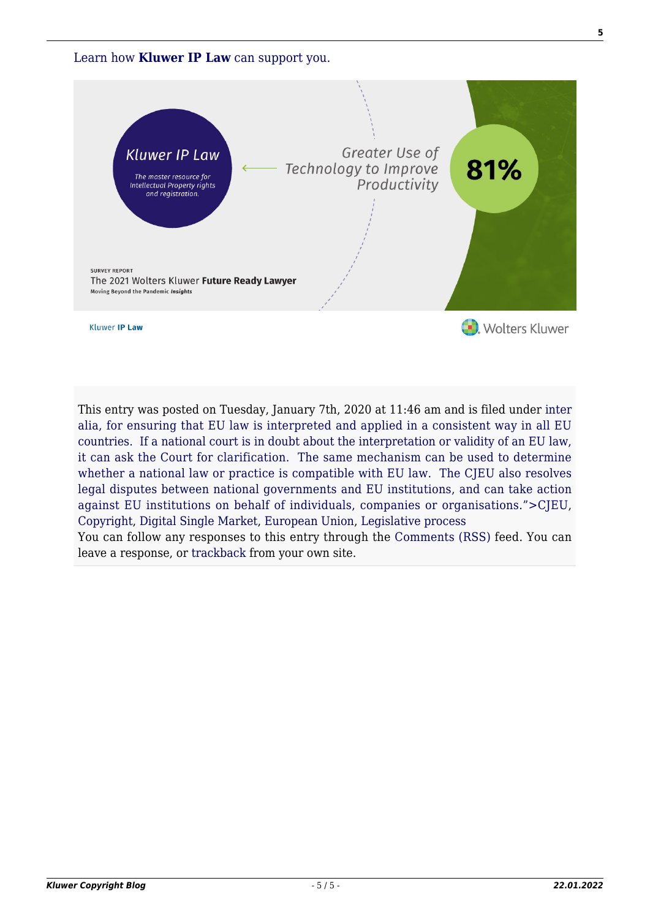Learn how **Kluwer IP Law** can support you.

Kluwer IP Law

The master resource for Intellectual Property rights and registration.

Greater Use of Technology to Improve Productivity

81%

SURVEY REPORT

The 2021 Wolters Kluwer **Future Ready Lawyer**

Moving Beyond the Pandemic *Insights*

Kluwer **IP Law**

Wolters Kluwer

This entry was posted on Tuesday, January 7th, 2020 at 11:46 am and is filed under inter alia, for ensuring that EU law is interpreted and applied in a consistent way in all EU countries. If a national court is in doubt about the interpretation or validity of an EU law, it can ask the Court for clarification. The same mechanism can be used to determine whether a national law or practice is compatible with EU law. The CJEU also resolves legal disputes between national governments and EU institutions, and can take action against EU institutions on behalf of individuals, companies or organisations.">CJEU, Copyright, Digital Single Market, European Union, Legislative process
You can follow any responses to this entry through the Comments (RSS) feed. You can leave a response, or trackback from your own site.